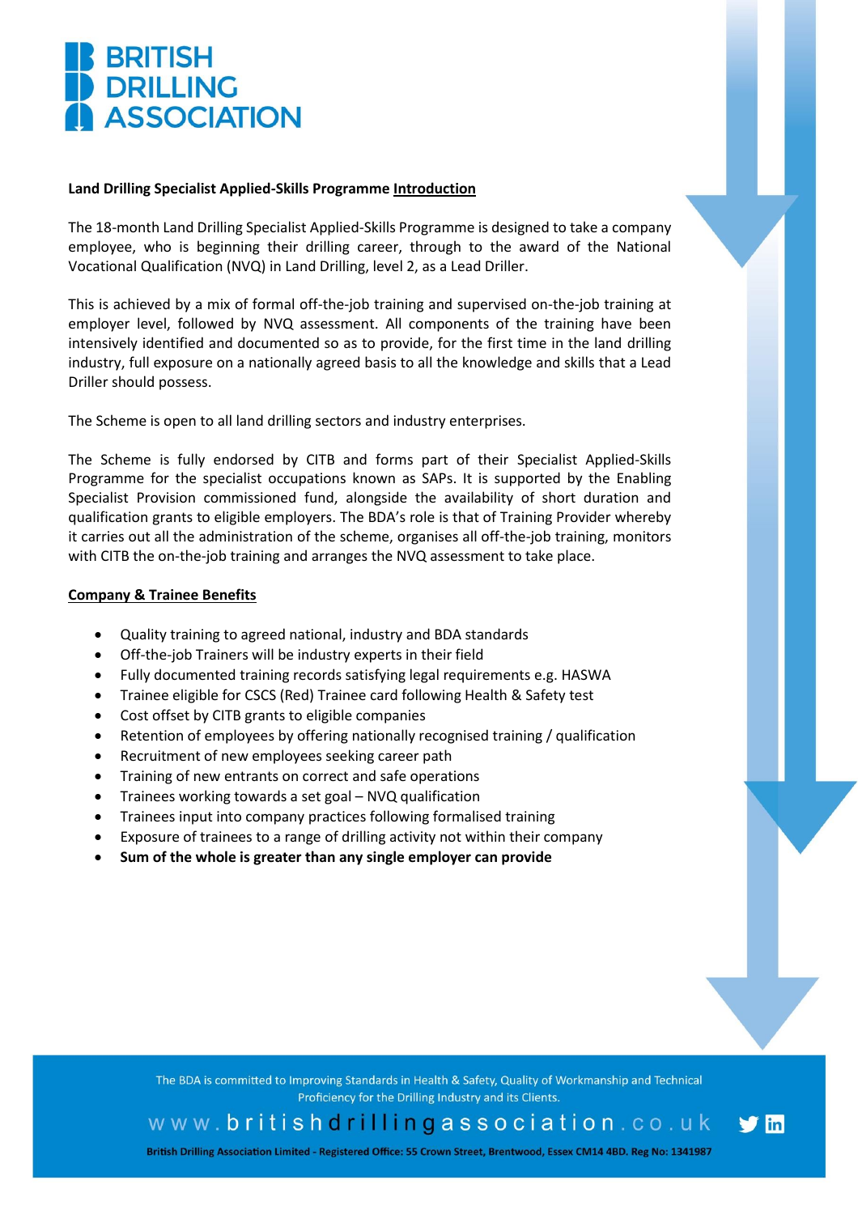# BRITISH DRILLING ASSOCIATION

**Land Drilling Specialist Applied-Skills Programme Introduction**

The 18-month Land Drilling Specialist Applied-Skills Programme is designed to take a company employee, who is beginning their drilling career, through to the award of the National Vocational Qualification (NVQ) in Land Drilling, level 2, as a Lead Driller.

This is achieved by a mix of formal off-the-job training and supervised on-the-job training at employer level, followed by NVQ assessment. All components of the training have been intensively identified and documented so as to provide, for the first time in the land drilling industry, full exposure on a nationally agreed basis to all the knowledge and skills that a Lead Driller should possess.

The Scheme is open to all land drilling sectors and industry enterprises.

The Scheme is fully endorsed by CITB and forms part of their Specialist Applied-Skills Programme for the specialist occupations known as SAPs. It is supported by the Enabling Specialist Provision commissioned fund, alongside the availability of short duration and qualification grants to eligible employers. The BDA's role is that of Training Provider whereby it carries out all the administration of the scheme, organises all off-the-job training, monitors with CITB the on-the-job training and arranges the NVQ assessment to take place.

**Company & Trainee Benefits**

- Quality training to agreed national, industry and BDA standards
- Off-the-job Trainers will be industry experts in their field
- Fully documented training records satisfying legal requirements e.g. HASWA
- Trainee eligible for CSCS (Red) Trainee card following Health & Safety test
- Cost offset by CITB grants to eligible companies
- Retention of employees by offering nationally recognised training / qualification
- Recruitment of new employees seeking career path
- Training of new entrants on correct and safe operations
- Trainees working towards a set goal – NVQ qualification
- Trainees input into company practices following formalised training
- Exposure of trainees to a range of drilling activity not within their company
- **Sum of the whole is greater than any single employer can provide**

The BDA is committed to Improving Standards in Health & Safety, Quality of Workmanship and Technical Proficiency for the Drilling Industry and its Clients.

www.britishdrillingassociation.co.uk

British Drilling Association Limited - Registered Office: 55 Crown Street, Brentwood, Essex CM14 4BD. Reg No: 1341987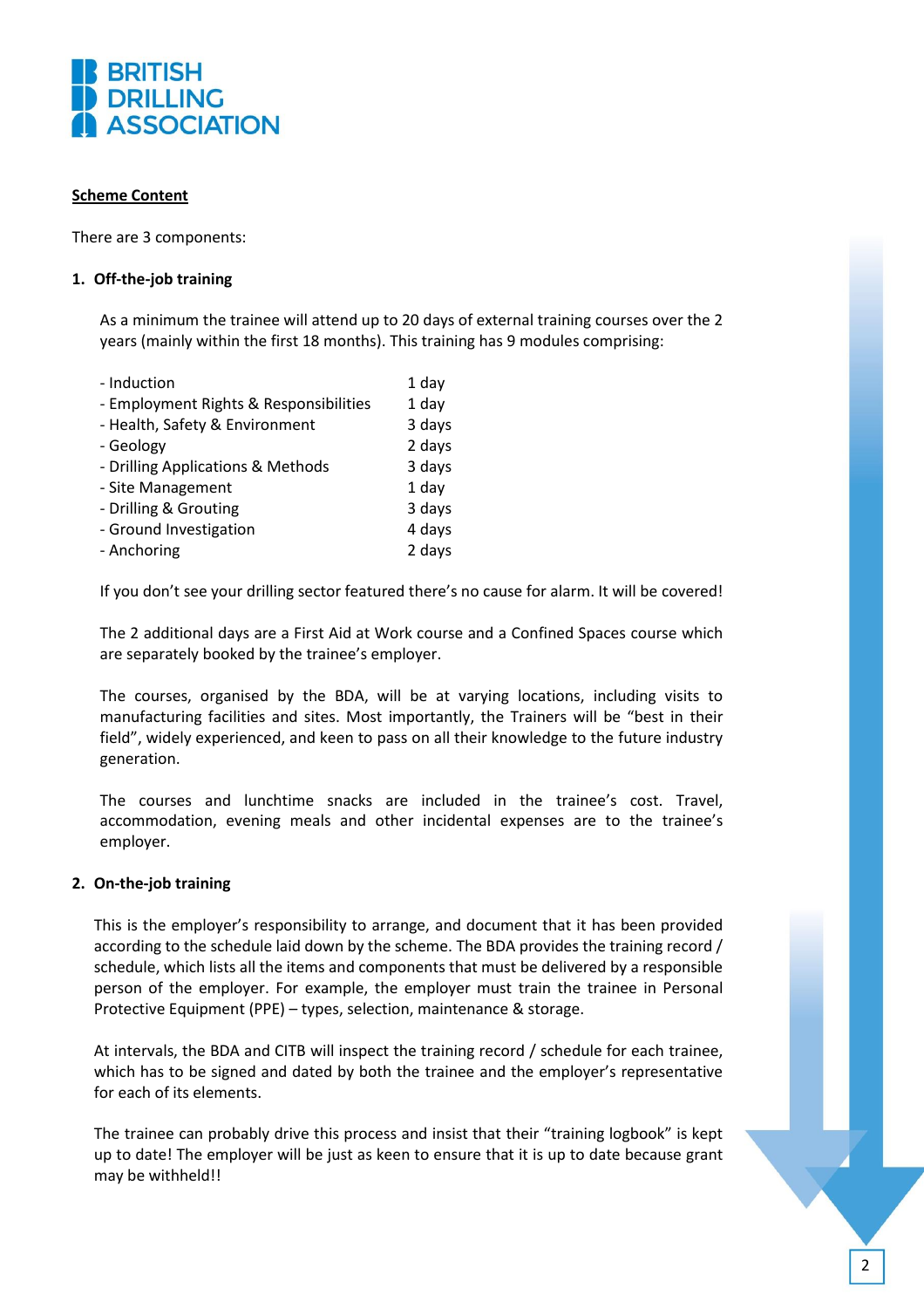BRITISH DRILLING ASSOCIATION

**Scheme Content**

There are 3 components:

1. **Off-the-job training**

As a minimum the trainee will attend up to 20 days of external training courses over the 2 years (mainly within the first 18 months). This training has 9 modules comprising:

| | |
|---|---|
| - Induction | 1 day |
| - Employment Rights & Responsibilities | 1 day |
| - Health, Safety & Environment | 3 days |
| - Geology | 2 days |
| - Drilling Applications & Methods | 3 days |
| - Site Management | 1 day |
| - Drilling & Grouting | 3 days |
| - Ground Investigation | 4 days |
| - Anchoring | 2 days |

If you don't see your drilling sector featured there's no cause for alarm. It will be covered!

The 2 additional days are a First Aid at Work course and a Confined Spaces course which are separately booked by the trainee's employer.

The courses, organised by the BDA, will be at varying locations, including visits to manufacturing facilities and sites. Most importantly, the Trainers will be "best in their field", widely experienced, and keen to pass on all their knowledge to the future industry generation.

The courses and lunchtime snacks are included in the trainee's cost. Travel, accommodation, evening meals and other incidental expenses are to the trainee's employer.

2. **On-the-job training**

This is the employer's responsibility to arrange, and document that it has been provided according to the schedule laid down by the scheme. The BDA provides the training record / schedule, which lists all the items and components that must be delivered by a responsible person of the employer. For example, the employer must train the trainee in Personal Protective Equipment (PPE) – types, selection, maintenance & storage.

At intervals, the BDA and CITB will inspect the training record / schedule for each trainee, which has to be signed and dated by both the trainee and the employer's representative for each of its elements.

The trainee can probably drive this process and insist that their "training logbook" is kept up to date! The employer will be just as keen to ensure that it is up to date because grant may be withheld!!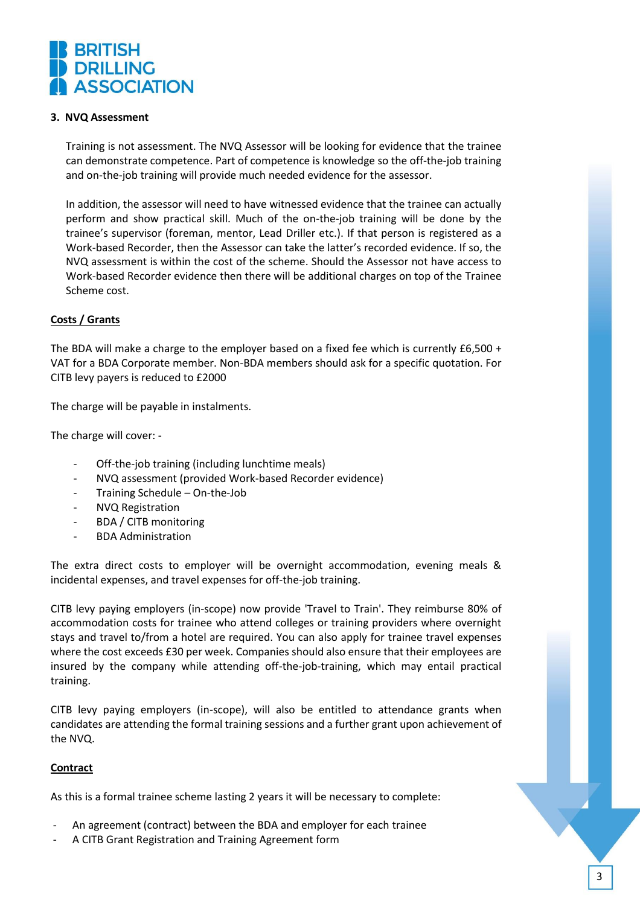### 3. NVQ Assessment

Training is not assessment. The NVQ Assessor will be looking for evidence that the trainee can demonstrate competence. Part of competence is knowledge so the off-the-job training and on-the-job training will provide much needed evidence for the assessor.

In addition, the assessor will need to have witnessed evidence that the trainee can actually perform and show practical skill. Much of the on-the-job training will be done by the trainee's supervisor (foreman, mentor, Lead Driller etc.). If that person is registered as a Work-based Recorder, then the Assessor can take the latter's recorded evidence. If so, the NVQ assessment is within the cost of the scheme. Should the Assessor not have access to Work-based Recorder evidence then there will be additional charges on top of the Trainee Scheme cost.

**Costs / Grants**

The BDA will make a charge to the employer based on a fixed fee which is currently £6,500 + VAT for a BDA Corporate member. Non-BDA members should ask for a specific quotation. For CITB levy payers is reduced to £2000

The charge will be payable in instalments.

The charge will cover: -

- Off-the-job training (including lunchtime meals)
- NVQ assessment (provided Work-based Recorder evidence)
- Training Schedule – On-the-Job
- NVQ Registration
- BDA / CITB monitoring
- BDA Administration

The extra direct costs to employer will be overnight accommodation, evening meals & incidental expenses, and travel expenses for off-the-job training.

CITB levy paying employers (in-scope) now provide 'Travel to Train'. They reimburse 80% of accommodation costs for trainee who attend colleges or training providers where overnight stays and travel to/from a hotel are required. You can also apply for trainee travel expenses where the cost exceeds £30 per week. Companies should also ensure that their employees are insured by the company while attending off-the-job-training, which may entail practical training.

CITB levy paying employers (in-scope), will also be entitled to attendance grants when candidates are attending the formal training sessions and a further grant upon achievement of the NVQ.

**Contract**

As this is a formal trainee scheme lasting 2 years it will be necessary to complete:

- An agreement (contract) between the BDA and employer for each trainee
- A CITB Grant Registration and Training Agreement form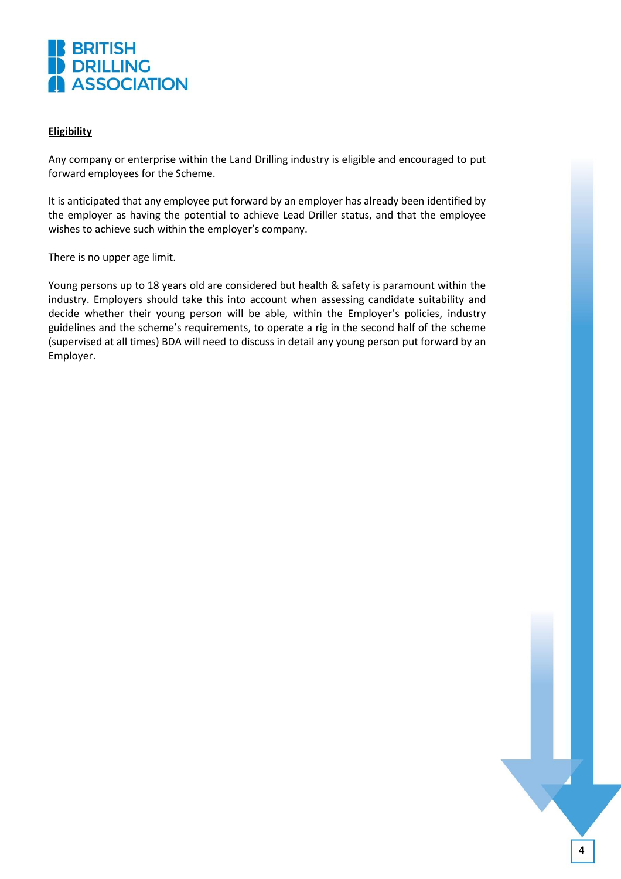**Eligibility**

Any company or enterprise within the Land Drilling industry is eligible and encouraged to put forward employees for the Scheme.

It is anticipated that any employee put forward by an employer has already been identified by the employer as having the potential to achieve Lead Driller status, and that the employee wishes to achieve such within the employer's company.

There is no upper age limit.

Young persons up to 18 years old are considered but health & safety is paramount within the industry. Employers should take this into account when assessing candidate suitability and decide whether their young person will be able, within the Employer's policies, industry guidelines and the scheme's requirements, to operate a rig in the second half of the scheme (supervised at all times) BDA will need to discuss in detail any young person put forward by an Employer.